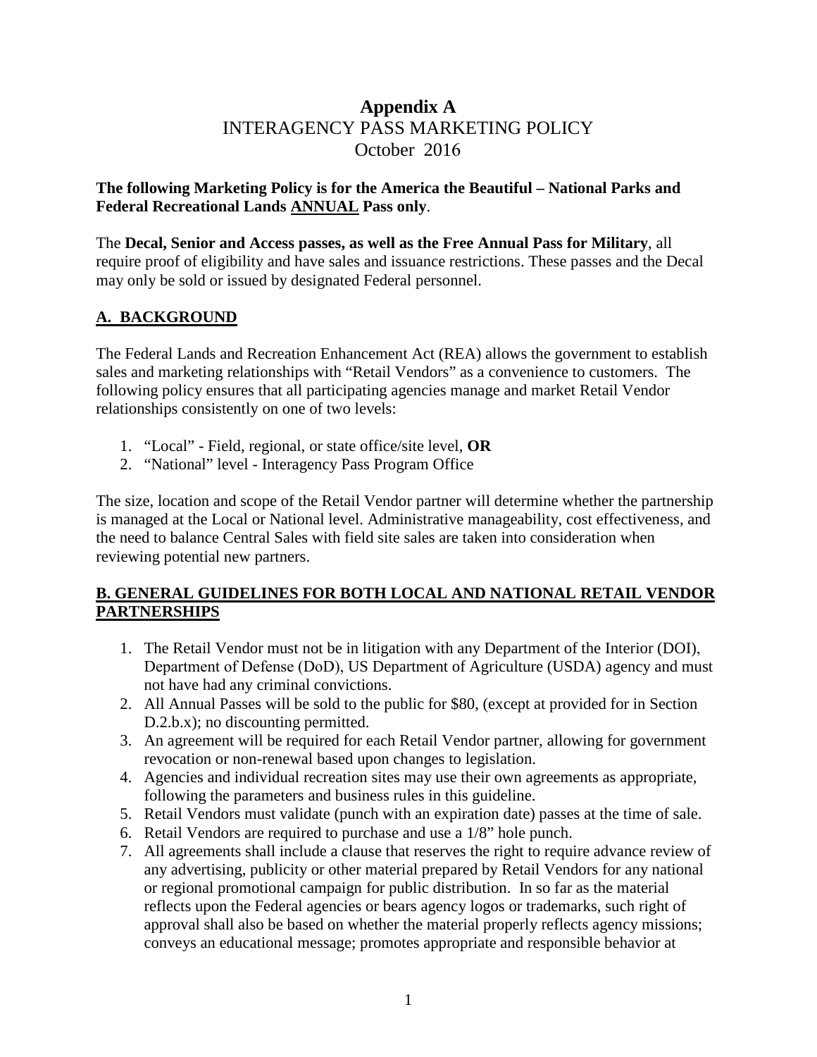# Appendix A

## INTERAGENCY PASS MARKETING POLICY

October 2016

**The following Marketing Policy is for the America the Beautiful – National Parks and Federal Recreational Lands ANNUAL Pass only**.

The **Decal, Senior and Access passes, as well as the Free Annual Pass for Military**, all require proof of eligibility and have sales and issuance restrictions. These passes and the Decal may only be sold or issued by designated Federal personnel.

## A. BACKGROUND

The Federal Lands and Recreation Enhancement Act (REA) allows the government to establish sales and marketing relationships with "Retail Vendors" as a convenience to customers. The following policy ensures that all participating agencies manage and market Retail Vendor relationships consistently on one of two levels:

1. "Local" - Field, regional, or state office/site level, **OR**
2. "National" level - Interagency Pass Program Office

The size, location and scope of the Retail Vendor partner will determine whether the partnership is managed at the Local or National level. Administrative manageability, cost effectiveness, and the need to balance Central Sales with field site sales are taken into consideration when reviewing potential new partners.

## B. GENERAL GUIDELINES FOR BOTH LOCAL AND NATIONAL RETAIL VENDOR PARTNERSHIPS

1. The Retail Vendor must not be in litigation with any Department of the Interior (DOI), Department of Defense (DoD), US Department of Agriculture (USDA) agency and must not have had any criminal convictions.
2. All Annual Passes will be sold to the public for $80, (except at provided for in Section D.2.b.x); no discounting permitted.
3. An agreement will be required for each Retail Vendor partner, allowing for government revocation or non-renewal based upon changes to legislation.
4. Agencies and individual recreation sites may use their own agreements as appropriate, following the parameters and business rules in this guideline.
5. Retail Vendors must validate (punch with an expiration date) passes at the time of sale.
6. Retail Vendors are required to purchase and use a 1/8" hole punch.
7. All agreements shall include a clause that reserves the right to require advance review of any advertising, publicity or other material prepared by Retail Vendors for any national or regional promotional campaign for public distribution. In so far as the material reflects upon the Federal agencies or bears agency logos or trademarks, such right of approval shall also be based on whether the material properly reflects agency missions; conveys an educational message; promotes appropriate and responsible behavior at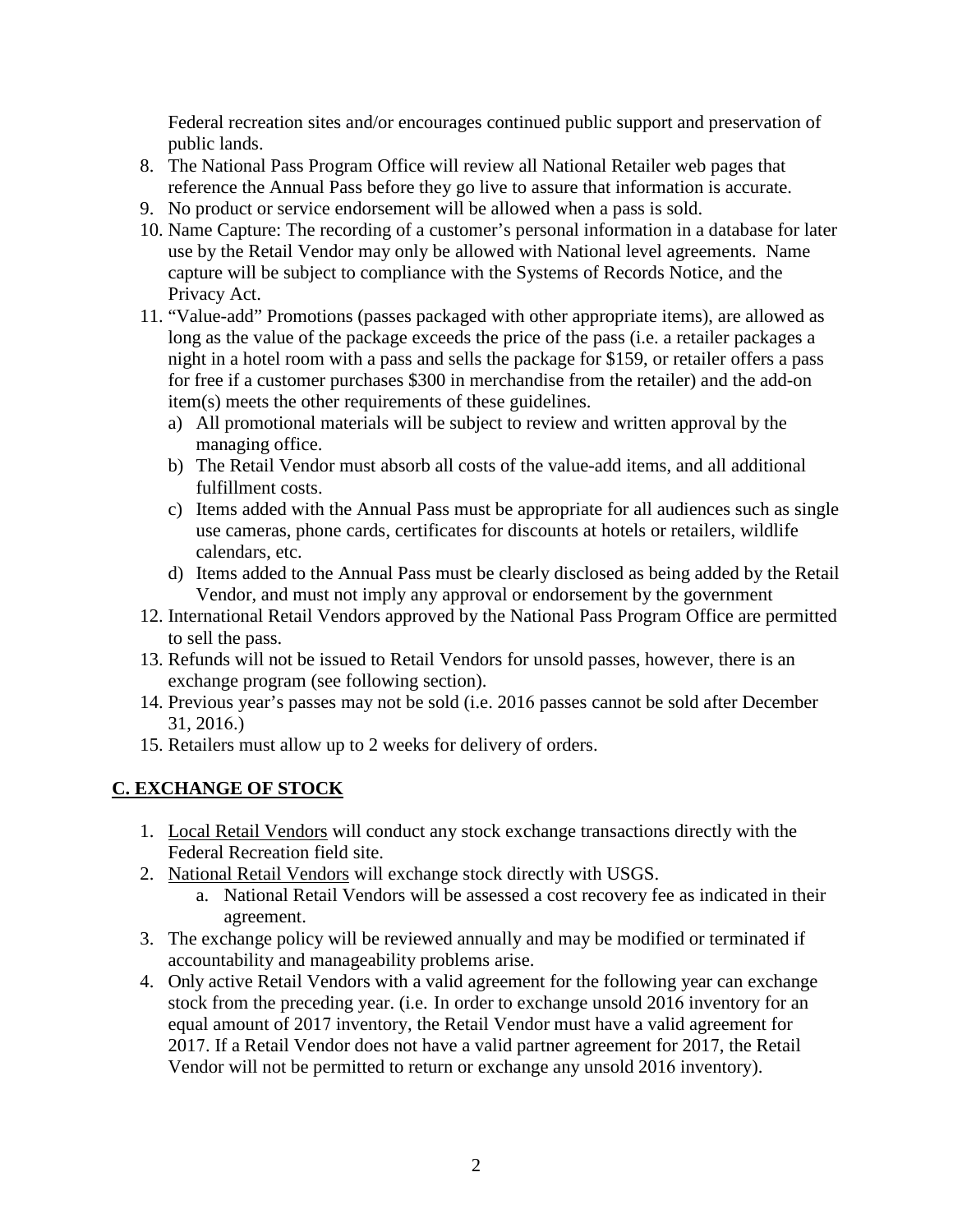Federal recreation sites and/or encourages continued public support and preservation of public lands.

8. The National Pass Program Office will review all National Retailer web pages that reference the Annual Pass before they go live to assure that information is accurate.
9. No product or service endorsement will be allowed when a pass is sold.
10. Name Capture: The recording of a customer's personal information in a database for later use by the Retail Vendor may only be allowed with National level agreements. Name capture will be subject to compliance with the Systems of Records Notice, and the Privacy Act.
11. "Value-add" Promotions (passes packaged with other appropriate items), are allowed as long as the value of the package exceeds the price of the pass (i.e. a retailer packages a night in a hotel room with a pass and sells the package for $159, or retailer offers a pass for free if a customer purchases $300 in merchandise from the retailer) and the add-on item(s) meets the other requirements of these guidelines.
    a) All promotional materials will be subject to review and written approval by the managing office.
    b) The Retail Vendor must absorb all costs of the value-add items, and all additional fulfillment costs.
    c) Items added with the Annual Pass must be appropriate for all audiences such as single use cameras, phone cards, certificates for discounts at hotels or retailers, wildlife calendars, etc.
    d) Items added to the Annual Pass must be clearly disclosed as being added by the Retail Vendor, and must not imply any approval or endorsement by the government
12. International Retail Vendors approved by the National Pass Program Office are permitted to sell the pass.
13. Refunds will not be issued to Retail Vendors for unsold passes, however, there is an exchange program (see following section).
14. Previous year's passes may not be sold (i.e. 2016 passes cannot be sold after December 31, 2016.)
15. Retailers must allow up to 2 weeks for delivery of orders.

## C. EXCHANGE OF STOCK

1. Local Retail Vendors will conduct any stock exchange transactions directly with the Federal Recreation field site.
2. National Retail Vendors will exchange stock directly with USGS.
    a. National Retail Vendors will be assessed a cost recovery fee as indicated in their agreement.
3. The exchange policy will be reviewed annually and may be modified or terminated if accountability and manageability problems arise.
4. Only active Retail Vendors with a valid agreement for the following year can exchange stock from the preceding year. (i.e. In order to exchange unsold 2016 inventory for an equal amount of 2017 inventory, the Retail Vendor must have a valid agreement for 2017. If a Retail Vendor does not have a valid partner agreement for 2017, the Retail Vendor will not be permitted to return or exchange any unsold 2016 inventory).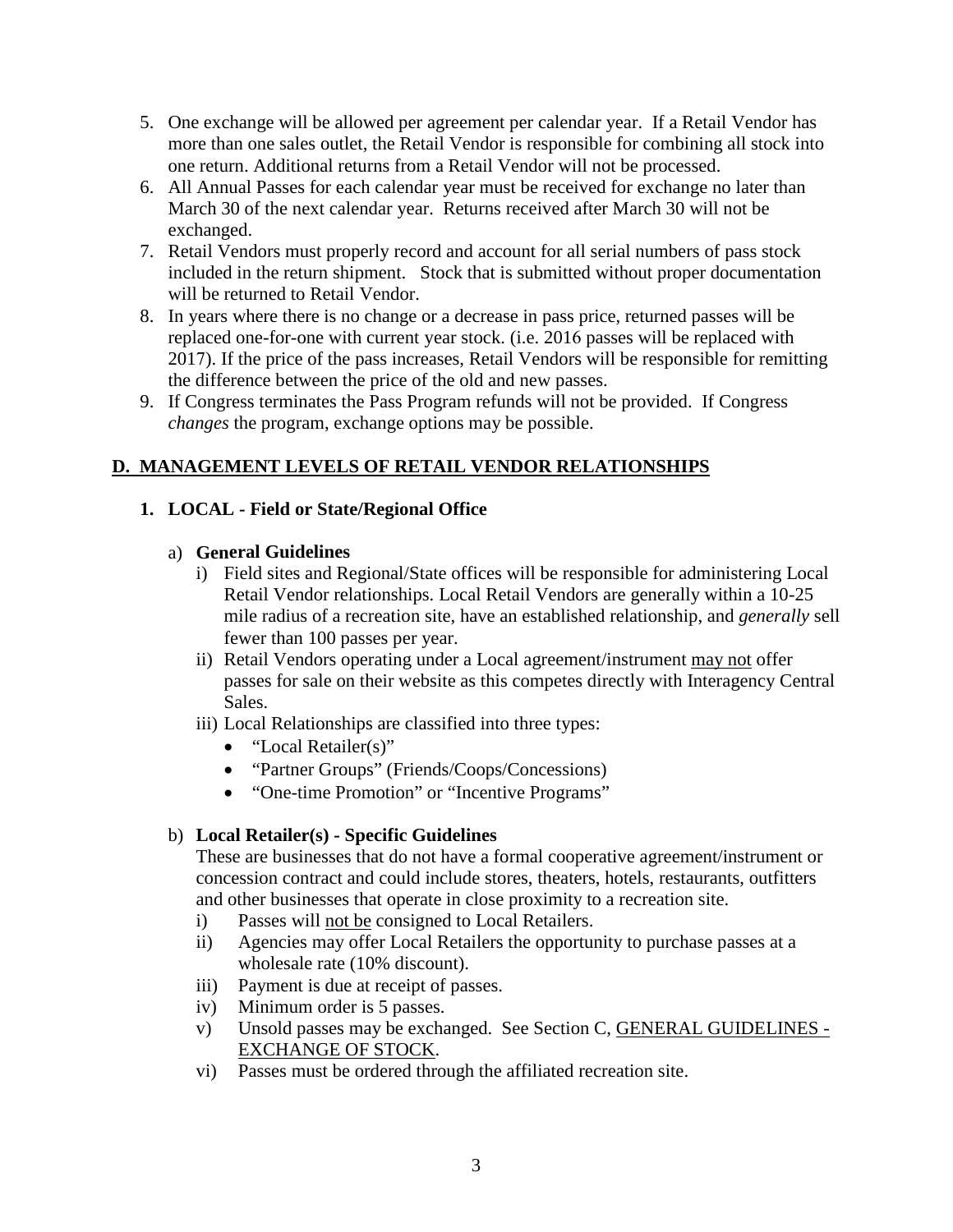5. One exchange will be allowed per agreement per calendar year. If a Retail Vendor has more than one sales outlet, the Retail Vendor is responsible for combining all stock into one return. Additional returns from a Retail Vendor will not be processed.
6. All Annual Passes for each calendar year must be received for exchange no later than March 30 of the next calendar year. Returns received after March 30 will not be exchanged.
7. Retail Vendors must properly record and account for all serial numbers of pass stock included in the return shipment. Stock that is submitted without proper documentation will be returned to Retail Vendor.
8. In years where there is no change or a decrease in pass price, returned passes will be replaced one-for-one with current year stock. (i.e. 2016 passes will be replaced with 2017). If the price of the pass increases, Retail Vendors will be responsible for remitting the difference between the price of the old and new passes.
9. If Congress terminates the Pass Program refunds will not be provided. If Congress *changes* the program, exchange options may be possible.

## D. MANAGEMENT LEVELS OF RETAIL VENDOR RELATIONSHIPS

### 1. LOCAL - Field or State/Regional Office

a) **General Guidelines**

i) Field sites and Regional/State offices will be responsible for administering Local Retail Vendor relationships. Local Retail Vendors are generally within a 10-25 mile radius of a recreation site, have an established relationship, and *generally* sell fewer than 100 passes per year.

ii) Retail Vendors operating under a Local agreement/instrument <u>may not</u> offer passes for sale on their website as this competes directly with Interagency Central Sales.

iii) Local Relationships are classified into three types:

- "Local Retailer(s)"
- "Partner Groups" (Friends/Coops/Concessions)
- "One-time Promotion" or "Incentive Programs"

b) **Local Retailer(s) - Specific Guidelines**

These are businesses that do not have a formal cooperative agreement/instrument or concession contract and could include stores, theaters, hotels, restaurants, outfitters and other businesses that operate in close proximity to a recreation site.

i) Passes will <u>not be</u> consigned to Local Retailers.

ii) Agencies may offer Local Retailers the opportunity to purchase passes at a wholesale rate (10% discount).

iii) Payment is due at receipt of passes.

iv) Minimum order is 5 passes.

v) Unsold passes may be exchanged. See Section C, <u>GENERAL GUIDELINES - EXCHANGE OF STOCK</u>.

vi) Passes must be ordered through the affiliated recreation site.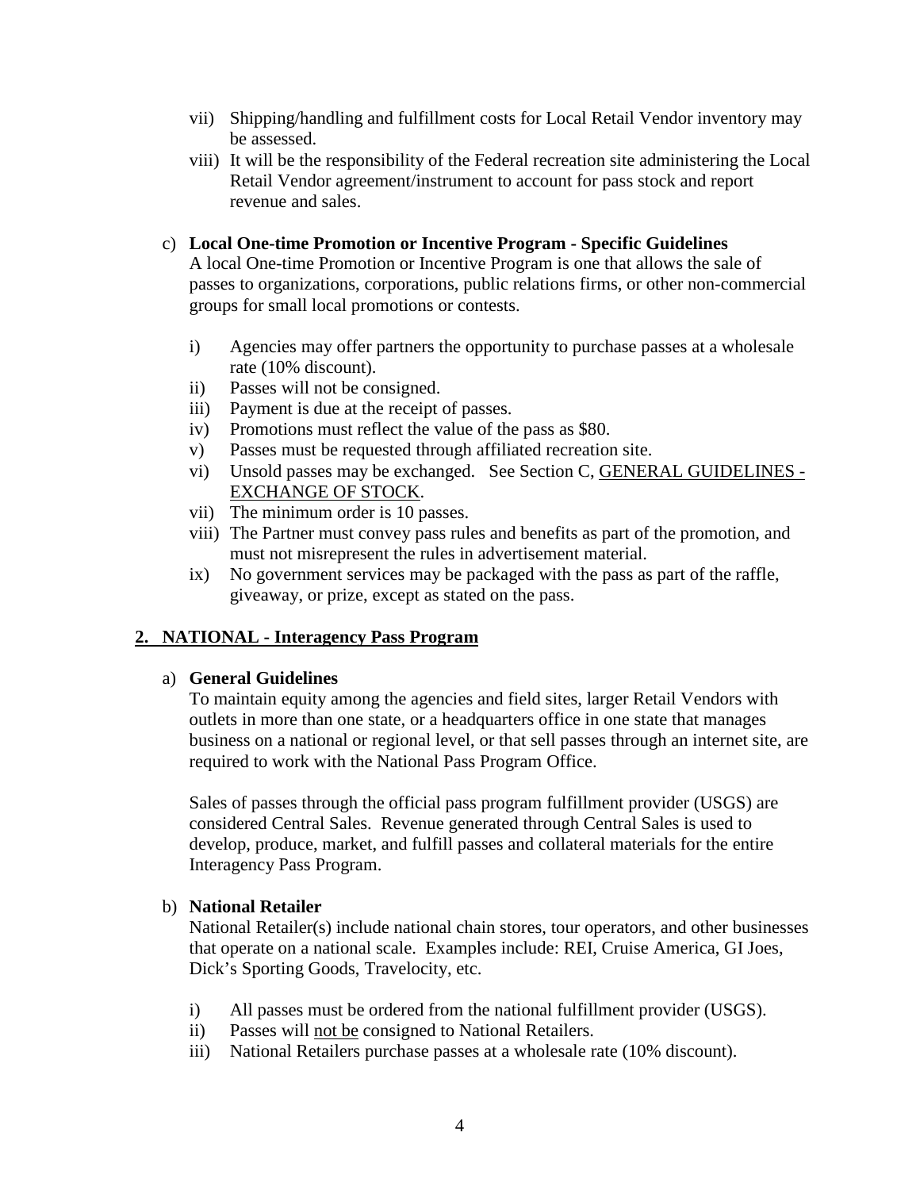vii) Shipping/handling and fulfillment costs for Local Retail Vendor inventory may be assessed.

viii) It will be the responsibility of the Federal recreation site administering the Local Retail Vendor agreement/instrument to account for pass stock and report revenue and sales.

c) **Local One-time Promotion or Incentive Program - Specific Guidelines**

A local One-time Promotion or Incentive Program is one that allows the sale of passes to organizations, corporations, public relations firms, or other non-commercial groups for small local promotions or contests.

i) Agencies may offer partners the opportunity to purchase passes at a wholesale rate (10% discount).

ii) Passes will not be consigned.

iii) Payment is due at the receipt of passes.

iv) Promotions must reflect the value of the pass as $80.

v) Passes must be requested through affiliated recreation site.

vi) Unsold passes may be exchanged. See Section C, <u>GENERAL GUIDELINES - EXCHANGE OF STOCK</u>.

vii) The minimum order is 10 passes.

viii) The Partner must convey pass rules and benefits as part of the promotion, and must not misrepresent the rules in advertisement material.

ix) No government services may be packaged with the pass as part of the raffle, giveaway, or prize, except as stated on the pass.

## 2. NATIONAL - Interagency Pass Program

a) **General Guidelines**

To maintain equity among the agencies and field sites, larger Retail Vendors with outlets in more than one state, or a headquarters office in one state that manages business on a national or regional level, or that sell passes through an internet site, are required to work with the National Pass Program Office.

Sales of passes through the official pass program fulfillment provider (USGS) are considered Central Sales. Revenue generated through Central Sales is used to develop, produce, market, and fulfill passes and collateral materials for the entire Interagency Pass Program.

b) **National Retailer**

National Retailer(s) include national chain stores, tour operators, and other businesses that operate on a national scale. Examples include: REI, Cruise America, GI Joes, Dick's Sporting Goods, Travelocity, etc.

i) All passes must be ordered from the national fulfillment provider (USGS).

ii) Passes will <u>not be</u> consigned to National Retailers.

iii) National Retailers purchase passes at a wholesale rate (10% discount).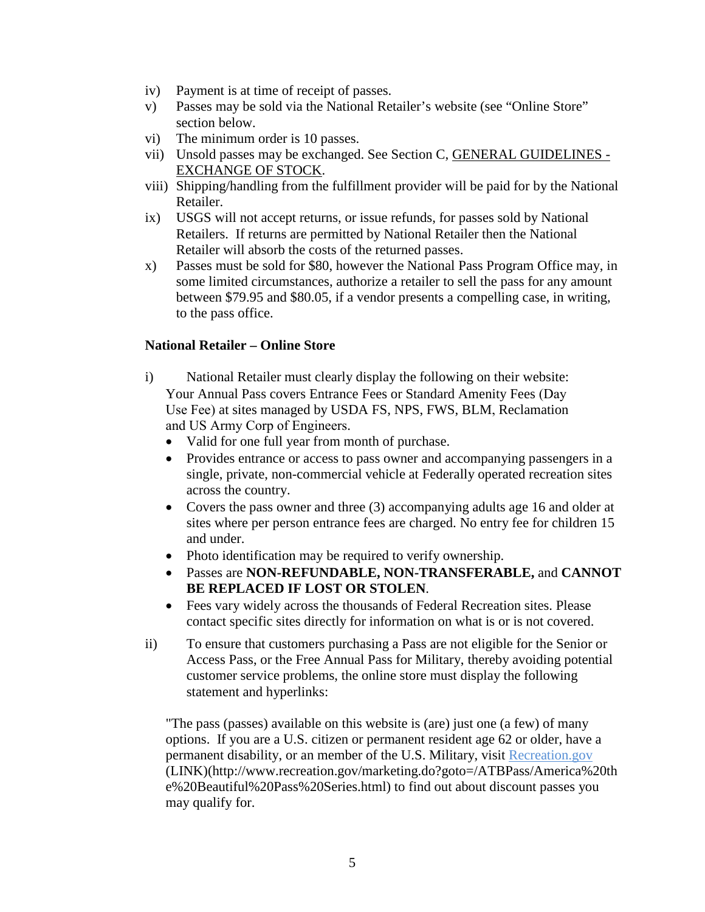iv) Payment is at time of receipt of passes.

v) Passes may be sold via the National Retailer's website (see "Online Store" section below.

vi) The minimum order is 10 passes.

vii) Unsold passes may be exchanged. See Section C, GENERAL GUIDELINES - EXCHANGE OF STOCK.

viii) Shipping/handling from the fulfillment provider will be paid for by the National Retailer.

ix) USGS will not accept returns, or issue refunds, for passes sold by National Retailers. If returns are permitted by National Retailer then the National Retailer will absorb the costs of the returned passes.

x) Passes must be sold for $80, however the National Pass Program Office may, in some limited circumstances, authorize a retailer to sell the pass for any amount between $79.95 and $80.05, if a vendor presents a compelling case, in writing, to the pass office.

**National Retailer – Online Store**

i) National Retailer must clearly display the following on their website: Your Annual Pass covers Entrance Fees or Standard Amenity Fees (Day Use Fee) at sites managed by USDA FS, NPS, FWS, BLM, Reclamation and US Army Corp of Engineers.

- Valid for one full year from month of purchase.
- Provides entrance or access to pass owner and accompanying passengers in a single, private, non-commercial vehicle at Federally operated recreation sites across the country.
- Covers the pass owner and three (3) accompanying adults age 16 and older at sites where per person entrance fees are charged. No entry fee for children 15 and under.
- Photo identification may be required to verify ownership.
- Passes are **NON-REFUNDABLE, NON-TRANSFERABLE,** and **CANNOT BE REPLACED IF LOST OR STOLEN**.
- Fees vary widely across the thousands of Federal Recreation sites. Please contact specific sites directly for information on what is or is not covered.

ii) To ensure that customers purchasing a Pass are not eligible for the Senior or Access Pass, or the Free Annual Pass for Military, thereby avoiding potential customer service problems, the online store must display the following statement and hyperlinks:

"The pass (passes) available on this website is (are) just one (a few) of many options. If you are a U.S. citizen or permanent resident age 62 or older, have a permanent disability, or an member of the U.S. Military, visit Recreation.gov (LINK)(http://www.recreation.gov/marketing.do?goto=/ATBPass/America%20the%20Beautiful%20Pass%20Series.html) to find out about discount passes you may qualify for.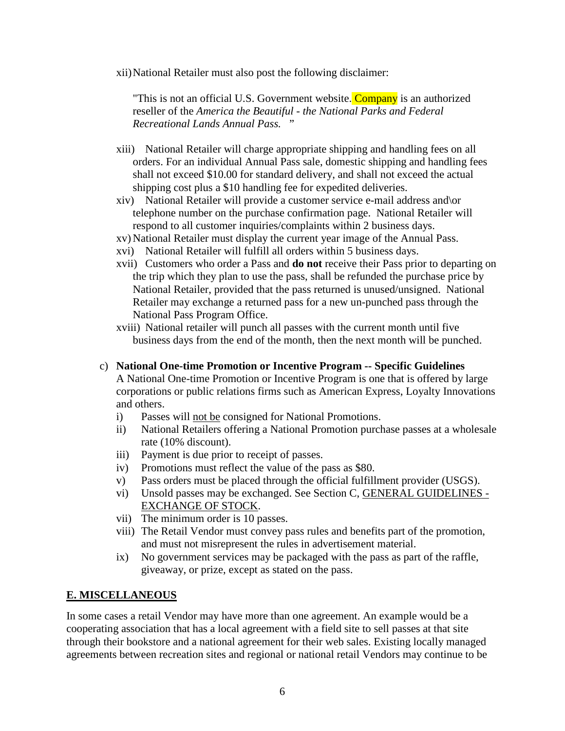xii) National Retailer must also post the following disclaimer:

> "This is not an official U.S. Government website. Company is an authorized reseller of the *America the Beautiful - the National Parks and Federal Recreational Lands Annual Pass.* "

xiii) National Retailer will charge appropriate shipping and handling fees on all orders. For an individual Annual Pass sale, domestic shipping and handling fees shall not exceed $10.00 for standard delivery, and shall not exceed the actual shipping cost plus a $10 handling fee for expedited deliveries.

xiv) National Retailer will provide a customer service e-mail address and\or telephone number on the purchase confirmation page. National Retailer will respond to all customer inquiries/complaints within 2 business days.

xv) National Retailer must display the current year image of the Annual Pass.

xvi) National Retailer will fulfill all orders within 5 business days.

xvii) Customers who order a Pass and **do not** receive their Pass prior to departing on the trip which they plan to use the pass, shall be refunded the purchase price by National Retailer, provided that the pass returned is unused/unsigned. National Retailer may exchange a returned pass for a new un-punched pass through the National Pass Program Office.

xviii) National retailer will punch all passes with the current month until five business days from the end of the month, then the next month will be punched.

c) **National One-time Promotion or Incentive Program -- Specific Guidelines**

A National One-time Promotion or Incentive Program is one that is offered by large corporations or public relations firms such as American Express, Loyalty Innovations and others.

i) Passes will not be consigned for National Promotions.

ii) National Retailers offering a National Promotion purchase passes at a wholesale rate (10% discount).

iii) Payment is due prior to receipt of passes.

iv) Promotions must reflect the value of the pass as $80.

v) Pass orders must be placed through the official fulfillment provider (USGS).

vi) Unsold passes may be exchanged. See Section C, GENERAL GUIDELINES - EXCHANGE OF STOCK.

vii) The minimum order is 10 passes.

viii) The Retail Vendor must convey pass rules and benefits part of the promotion, and must not misrepresent the rules in advertisement material.

ix) No government services may be packaged with the pass as part of the raffle, giveaway, or prize, except as stated on the pass.

## E. MISCELLANEOUS

In some cases a retail Vendor may have more than one agreement. An example would be a cooperating association that has a local agreement with a field site to sell passes at that site through their bookstore and a national agreement for their web sales. Existing locally managed agreements between recreation sites and regional or national retail Vendors may continue to be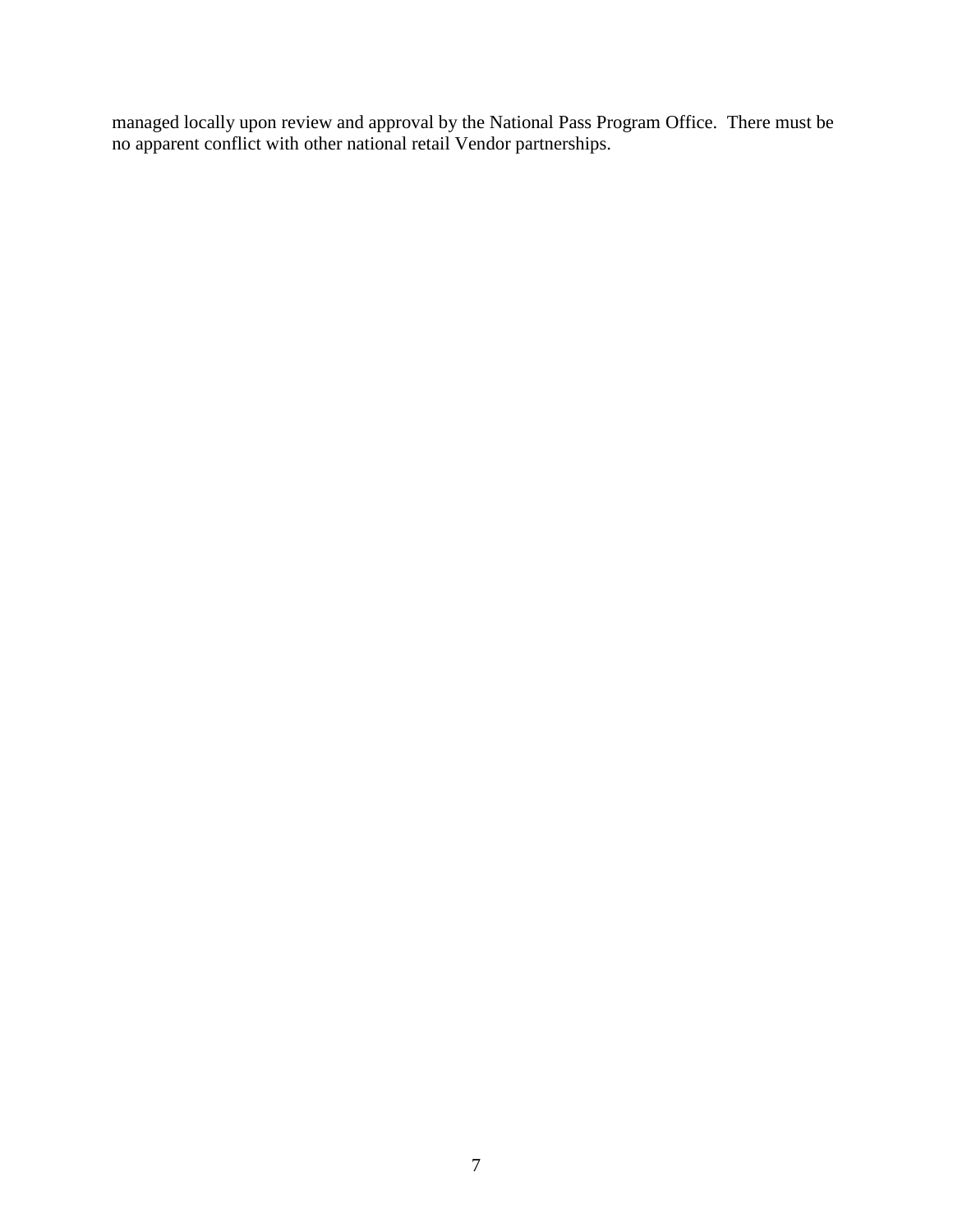managed locally upon review and approval by the National Pass Program Office. There must be no apparent conflict with other national retail Vendor partnerships.